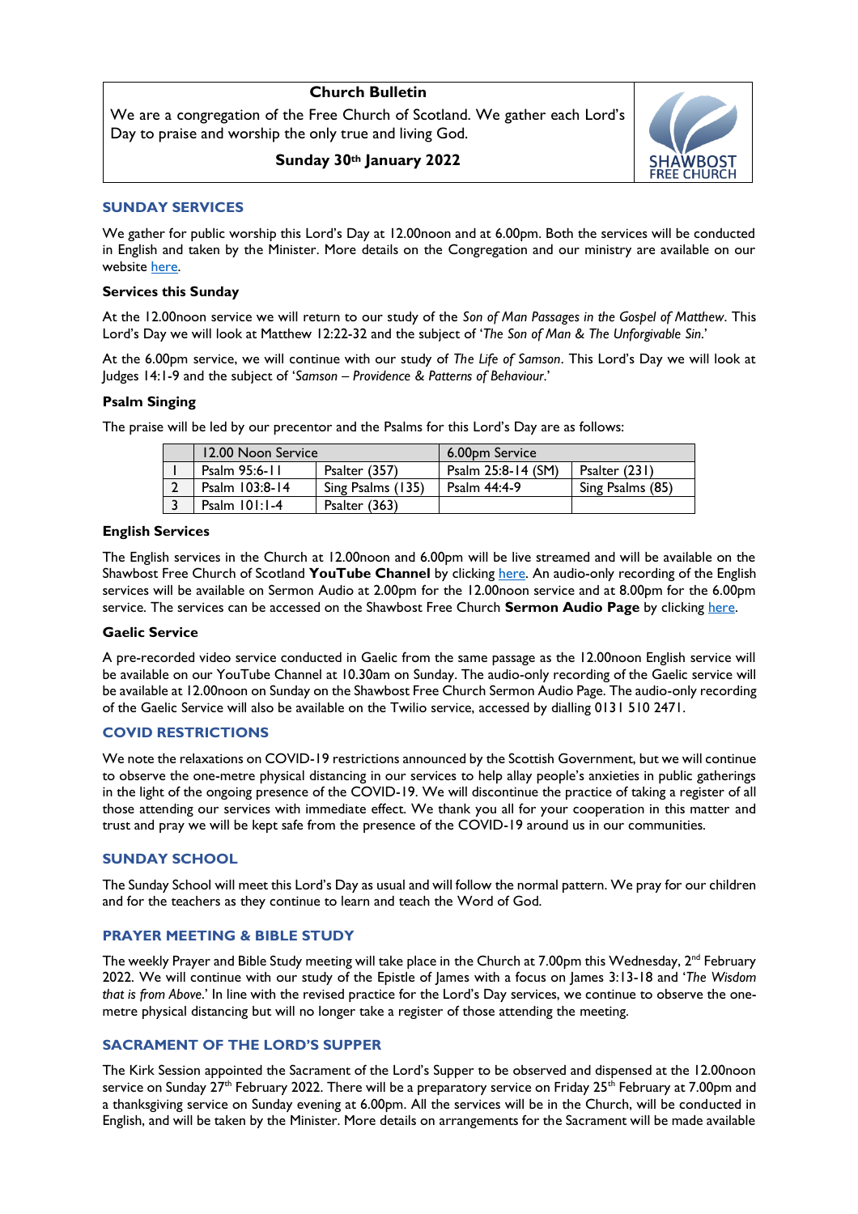# Church Bulletin

We are a congregation of the Free Church of Scotland. We gather each Lord's Day to praise and worship the only true and living God.

**Sunday 30th January 2022**

SHAWBOST FREE CHURCH

## SUNDAY SERVICES

We gather for public worship this Lord's Day at 12.00noon and at 6.00pm. Both the services will be conducted in English and taken by the Minister. More details on the Congregation and our ministry are available on our website here.

### Services this Sunday

At the 12.00noon service we will return to our study of the *Son of Man Passages in the Gospel of Matthew*. This Lord's Day we will look at Matthew 12:22-32 and the subject of '*The Son of Man & The Unforgivable Sin*.'

At the 6.00pm service, we will continue with our study of *The Life of Samson*. This Lord's Day we will look at Judges 14:1-9 and the subject of '*Samson – Providence & Patterns of Behaviour*.'

### Psalm Singing

The praise will be led by our precentor and the Psalms for this Lord's Day are as follows:

| | 12.00 Noon Service | | 6.00pm Service | |
|---|---|---|---|---|
| 1 | Psalm 95:6-11 | Psalter (357) | Psalm 25:8-14 (SM) | Psalter (231) |
| 2 | Psalm 103:8-14 | Sing Psalms (135) | Psalm 44:4-9 | Sing Psalms (85) |
| 3 | Psalm 101:1-4 | Psalter (363) | | |

### English Services

The English services in the Church at 12.00noon and 6.00pm will be live streamed and will be available on the Shawbost Free Church of Scotland **YouTube Channel** by clicking here. An audio-only recording of the English services will be available on Sermon Audio at 2.00pm for the 12.00noon service and at 8.00pm for the 6.00pm service. The services can be accessed on the Shawbost Free Church **Sermon Audio Page** by clicking here.

### Gaelic Service

A pre-recorded video service conducted in Gaelic from the same passage as the 12.00noon English service will be available on our YouTube Channel at 10.30am on Sunday. The audio-only recording of the Gaelic service will be available at 12.00noon on Sunday on the Shawbost Free Church Sermon Audio Page. The audio-only recording of the Gaelic Service will also be available on the Twilio service, accessed by dialling 0131 510 2471.

## COVID RESTRICTIONS

We note the relaxations on COVID-19 restrictions announced by the Scottish Government, but we will continue to observe the one-metre physical distancing in our services to help allay people's anxieties in public gatherings in the light of the ongoing presence of the COVID-19. We will discontinue the practice of taking a register of all those attending our services with immediate effect. We thank you all for your cooperation in this matter and trust and pray we will be kept safe from the presence of the COVID-19 around us in our communities.

## SUNDAY SCHOOL

The Sunday School will meet this Lord's Day as usual and will follow the normal pattern. We pray for our children and for the teachers as they continue to learn and teach the Word of God.

## PRAYER MEETING & BIBLE STUDY

The weekly Prayer and Bible Study meeting will take place in the Church at 7.00pm this Wednesday, 2nd February 2022. We will continue with our study of the Epistle of James with a focus on James 3:13-18 and '*The Wisdom that is from Above*.' In line with the revised practice for the Lord's Day services, we continue to observe the one-metre physical distancing but will no longer take a register of those attending the meeting.

## SACRAMENT OF THE LORD'S SUPPER

The Kirk Session appointed the Sacrament of the Lord's Supper to be observed and dispensed at the 12.00noon service on Sunday 27th February 2022. There will be a preparatory service on Friday 25th February at 7.00pm and a thanksgiving service on Sunday evening at 6.00pm. All the services will be in the Church, will be conducted in English, and will be taken by the Minister. More details on arrangements for the Sacrament will be made available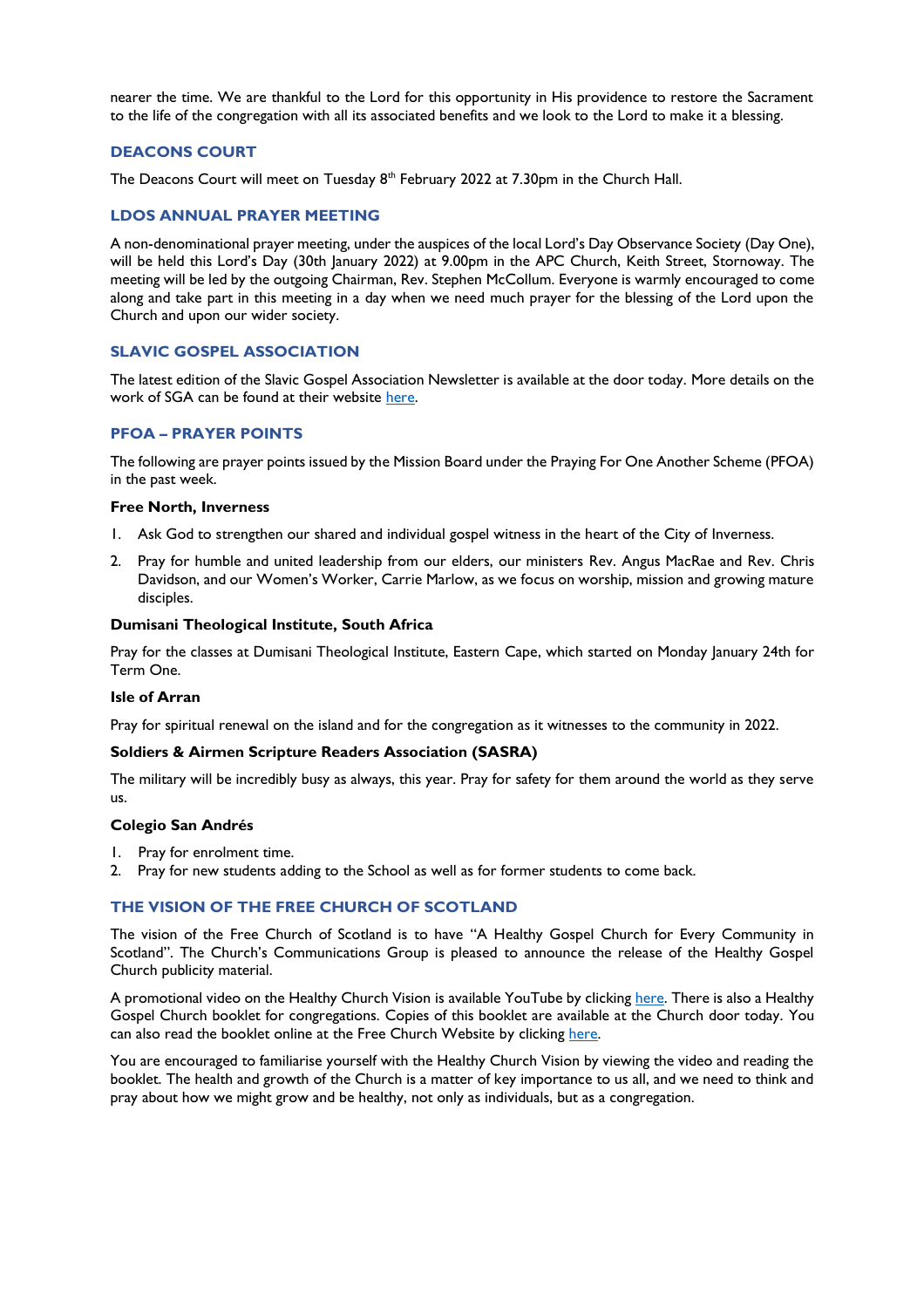nearer the time. We are thankful to the Lord for this opportunity in His providence to restore the Sacrament to the life of the congregation with all its associated benefits and we look to the Lord to make it a blessing.

## DEACONS COURT

The Deacons Court will meet on Tuesday 8th February 2022 at 7.30pm in the Church Hall.

## LDOS ANNUAL PRAYER MEETING

A non-denominational prayer meeting, under the auspices of the local Lord's Day Observance Society (Day One), will be held this Lord's Day (30th January 2022) at 9.00pm in the APC Church, Keith Street, Stornoway. The meeting will be led by the outgoing Chairman, Rev. Stephen McCollum. Everyone is warmly encouraged to come along and take part in this meeting in a day when we need much prayer for the blessing of the Lord upon the Church and upon our wider society.

## SLAVIC GOSPEL ASSOCIATION

The latest edition of the Slavic Gospel Association Newsletter is available at the door today. More details on the work of SGA can be found at their website here.

## PFOA – PRAYER POINTS

The following are prayer points issued by the Mission Board under the Praying For One Another Scheme (PFOA) in the past week.

**Free North, Inverness**

1. Ask God to strengthen our shared and individual gospel witness in the heart of the City of Inverness.
2. Pray for humble and united leadership from our elders, our ministers Rev. Angus MacRae and Rev. Chris Davidson, and our Women's Worker, Carrie Marlow, as we focus on worship, mission and growing mature disciples.

**Dumisani Theological Institute, South Africa**

Pray for the classes at Dumisani Theological Institute, Eastern Cape, which started on Monday January 24th for Term One.

**Isle of Arran**

Pray for spiritual renewal on the island and for the congregation as it witnesses to the community in 2022.

**Soldiers & Airmen Scripture Readers Association (SASRA)**

The military will be incredibly busy as always, this year. Pray for safety for them around the world as they serve us.

**Colegio San Andrés**

1. Pray for enrolment time.
2. Pray for new students adding to the School as well as for former students to come back.

## THE VISION OF THE FREE CHURCH OF SCOTLAND

The vision of the Free Church of Scotland is to have "A Healthy Gospel Church for Every Community in Scotland". The Church's Communications Group is pleased to announce the release of the Healthy Gospel Church publicity material.

A promotional video on the Healthy Church Vision is available YouTube by clicking here. There is also a Healthy Gospel Church booklet for congregations. Copies of this booklet are available at the Church door today. You can also read the booklet online at the Free Church Website by clicking here.

You are encouraged to familiarise yourself with the Healthy Church Vision by viewing the video and reading the booklet. The health and growth of the Church is a matter of key importance to us all, and we need to think and pray about how we might grow and be healthy, not only as individuals, but as a congregation.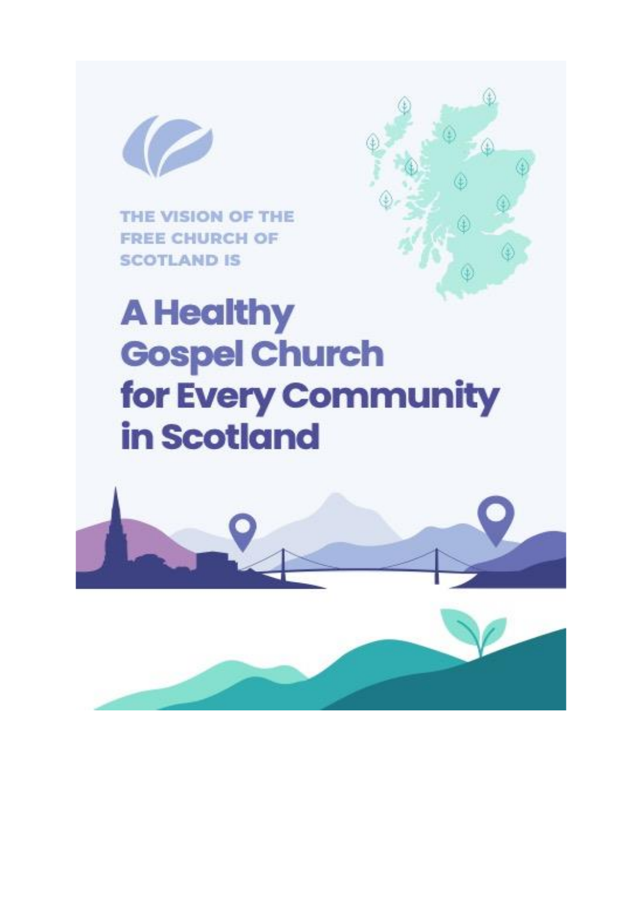THE VISION OF THE FREE CHURCH OF SCOTLAND IS

# A Healthy Gospel Church for Every Community in Scotland